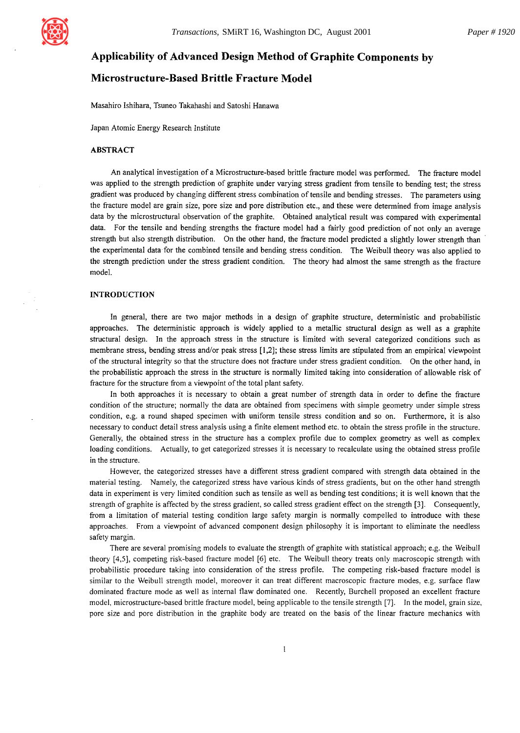# Applicability of Advanced Design Method of Graphite Components by Microstructure-Based Brittle Fracture Model

Masahiro Ishihara, Tsuneo Takahashi and Satoshi Hanawa

Japan Atomic Energy Research Institute

## ABSTRACT

An analytical investigation of a Microstructure-based brittle fracture model was performed. The fracture model was applied to the strength prediction of graphite under varying stress gradient from tensile to bending test; the stress gradient was produced by changing different stress combination of tensile and bending stresses. The parameters using the fracture model are grain size, pore size and pore distribution etc., and these were determined from image analysis data by the microstructural observation of the graphite. Obtained analytical result was compared with experimental data. For the tensile and bending strengths the fracture model had a fairly good prediction of not only an average strength but also strength distribution. On the other hand, the fracture model predicted a slightly lower strength than the experimental data for the combined tensile and bending stress condition. The Weibull theory was also applied to the strength prediction under the stress gradient condition. The theory had almost the same strength as the fracture model.

## INTRODUCTION

In general, there are two major methods in a design of graphite structure, deterministic and probabilistic approaches. The deterministic approach is widely applied to a metallic structural design as well as a graphite structural design. In the approach stress in the structure is limited with several categorized conditions such as membrane stress, bending stress and/or peak stress [1,2]; these stress limits are stipulated from an empirical viewpoint of the structural integrity so that the structure does not fracture under stress gradient condition. On the other hand, in the probabilistic approach the stress in the structure is normally limited taking into consideration of allowable risk of fracture for the structure from a viewpoint of the total plant safety.

In both approaches it is necessary to obtain a great number of strength data in order to define the fracture condition of the structure; normally the data are obtained from specimens with simple geometry under simple stress condition, e.g. a round shaped specimen with uniform tensile stress condition and so on. Furthermore, it is also necessary to conduct detail stress analysis using a finite element method etc. to obtain the stress profile in the structure. Generally, the obtained stress in the structure has a complex profile due to complex geometry as well as complex loading conditions. Actually, to get categorized stresses it is necessary to recalculate using the obtained stress profile in the structure.

However, the categorized stresses have a different stress gradient compared with strength data obtained in the material testing. Namely, the categorized stress have various kinds of stress gradients, but on the other hand strength data in experiment is very limited condition such as tensile as well as bending test conditions; it is well known that the strength of graphite is affected by the stress gradient, so called stress gradient effect on the strength [3]. Consequently, from a limitation of material testing condition large safety margin is normally compelled to introduce with these approaches. From a viewpoint of advanced component design philosophy it is important to eliminate the needless safety margin.

There are several promising models to evaluate the strength of graphite with statistical approach; e.g. the Weibull theory [4,5], competing risk-based fracture model [6] etc. The Weibull theory treats only macroscopic strength with probabilistic procedure taking into consideration of the stress profile. The competing risk-based fracture model is similar to the Weibull strength model, moreover it can treat different macroscopic fracture modes, e.g. surface flaw dominated fracture mode as well as internal flaw dominated one. Recently, Burchell proposed an excellent fracture model, microstructure-based brittle fracture model, being applicable to the tensile strength [7]. In the model, grain size, pore size and pore distribution in the graphite body are treated on the basis of the linear fracture mechanics with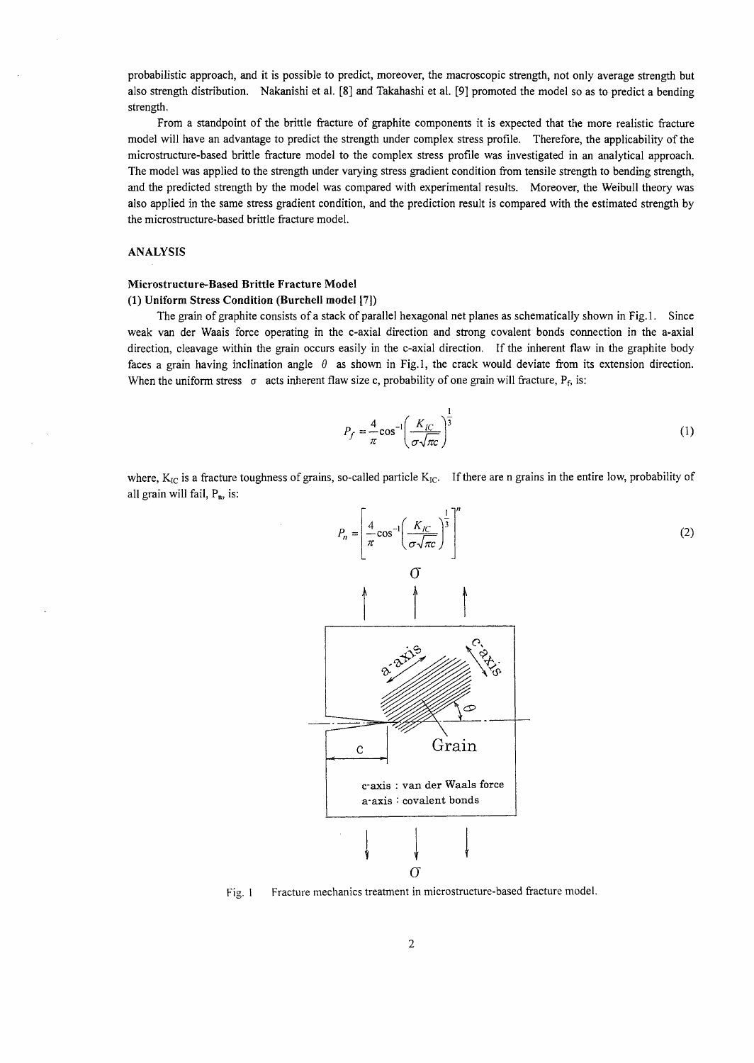probabilistic approach, and it is possible to predict, moreover, the macroscopic strength, not only average strength but also strength distribution. Nakanishi et al. [8] and Takahashi et al. [9] promoted the model so as to predict a bending strength.

From a standpoint of the brittle fracture of graphite components it is expected that the more realistic fracture model will have an advantage to predict the strength under complex stress profile. Therefore, the applicability of the microstructure-based brittle fracture model to the complex stress profile was investigated in an analytical approach. The model was applied to the strength under varying stress gradient condition from tensile strength to bending strength, and the predicted strength by the model was compared with experimental results. Moreover, the Weibull theory was also applied in the same stress gradient condition, and the prediction result is compared with the estimated strength by the microstructure-based brittle fracture model.

## ANALYSIS

### Microstructure-Based Brittle Fracture Model

#### (1) Uniform Stress Condition (Burchell model [7])

The grain of graphite consists of a stack of parallel hexagonal net planes as schematically shown in Fig.1. Since weak van der Waals force operating in the c-axial direction and strong covalent bonds connection in the a-axial direction, cleavage within the grain occurs easily in the c-axial direction. If the inherent flaw in the graphite body faces a grain having inclination angle $\theta$ as shown in Fig.1, the crack would deviate from its extension direction. When the uniform stress $\sigma$ acts inherent flaw size c, probability of one grain will fracture, $P_f$, is:

$$P_f = \frac{4}{\pi}\cos^{-1}\left(\frac{K_{IC}}{\sigma\sqrt{\pi c}}\right)^{\frac{1}{3}} \tag{1}$$

where, $K_{IC}$ is a fracture toughness of grains, so-called particle $K_{IC}$. If there are n grains in the entire low, probability of all grain will fail, $P_n$, is:

$$P_n = \left[\frac{4}{\pi}\cos^{-1}\left(\frac{K_{IC}}{\sigma\sqrt{\pi c}}\right)^{\frac{1}{3}}\right]^n \tag{2}$$

Fig. 1 Fracture mechanics treatment in microstructure-based fracture model.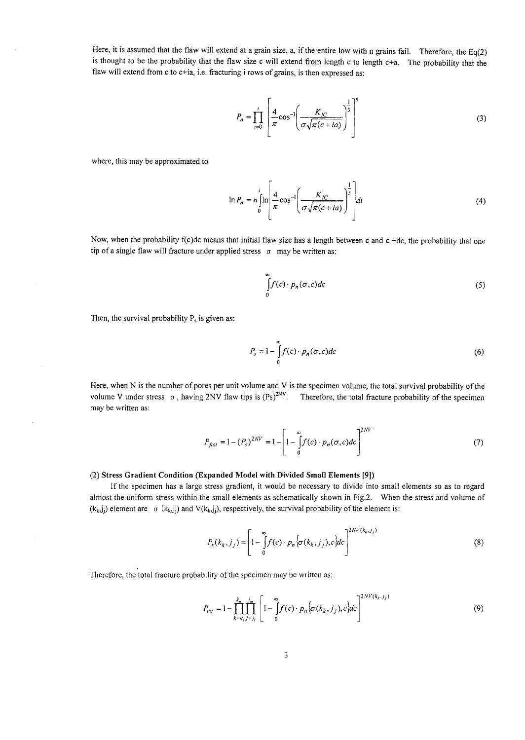Here, it is assumed that the flaw will extend at a grain size, a, if the entire low with n grains fail. Therefore, the Eq(2) is thought to be the probability that the flaw size c will extend from length c to length c+a. The probability that the flaw will extend from c to c+ia, i.e. fracturing i rows of grains, is then expressed as:

$$P_n = \prod_{i=0}^{i} \left[ \frac{4}{\pi} \cos^{-1} \left( \frac{K_{IC}}{\sigma \sqrt{\pi (c + ia)}} \right)^{\frac{1}{3}} \right]^n \tag{3}$$

where, this may be approximated to

$$\ln P_n = n \int_0^i \ln \left[ \frac{4}{\pi} \cos^{-1} \left( \frac{K_{IC}}{\sigma \sqrt{\pi (c + ia)}} \right)^{\frac{1}{3}} \right] di \tag{4}$$

Now, when the probability f(c)dc means that initial flaw size has a length between c and c +dc, the probability that one tip of a single flaw will fracture under applied stress $\sigma$ may be written as:

$$\int_0^\infty f(c) \cdot p_n(\sigma, c) dc \tag{5}$$

Then, the survival probability $P_s$ is given as:

$$P_s = 1 - \int_0^\infty f(c) \cdot p_n(\sigma, c) dc \tag{6}$$

Here, when N is the number of pores per unit volume and V is the specimen volume, the total survival probability of the volume V under stress $\sigma$, having 2NV flaw tips is $(Ps)^{2NV}$. Therefore, the total fracture probability of the specimen may be written as:

$$P_{ftot} = 1 - (P_s)^{2NV} = 1 - \left[ 1 - \int_0^\infty f(c) \cdot p_n(\sigma, c) dc \right]^{2NV} \tag{7}$$

**(2) Stress Gradient Condition (Expanded Model with Divided Small Elements [9])**

If the specimen has a large stress gradient, it would be necessary to divide into small elements so as to regard almost the uniform stress within the small elements as schematically shown in Fig.2. When the stress and volume of $(k_k j_j)$ element are $\sigma(k_k j_j)$ and $V(k_k j_j)$, respectively, the survival probability of the element is:

$$P_s(k_k, j_j) = \left[ 1 - \int_0^\infty f(c) \cdot p_n\{\sigma(k_k, j_j), c\} dc \right]^{2NV(k_k, j_j)} \tag{8}$$

Therefore, the total fracture probability of the specimen may be written as:

$$P_{tot} = 1 - \prod_{k=k_1}^{k_n} \prod_{j=j_1}^{j_m} \left[ 1 - \int_0^\infty f(c) \cdot p_n\{\sigma(k_k, j_j), c\} dc \right]^{2NV(k_k, j_j)} \tag{9}$$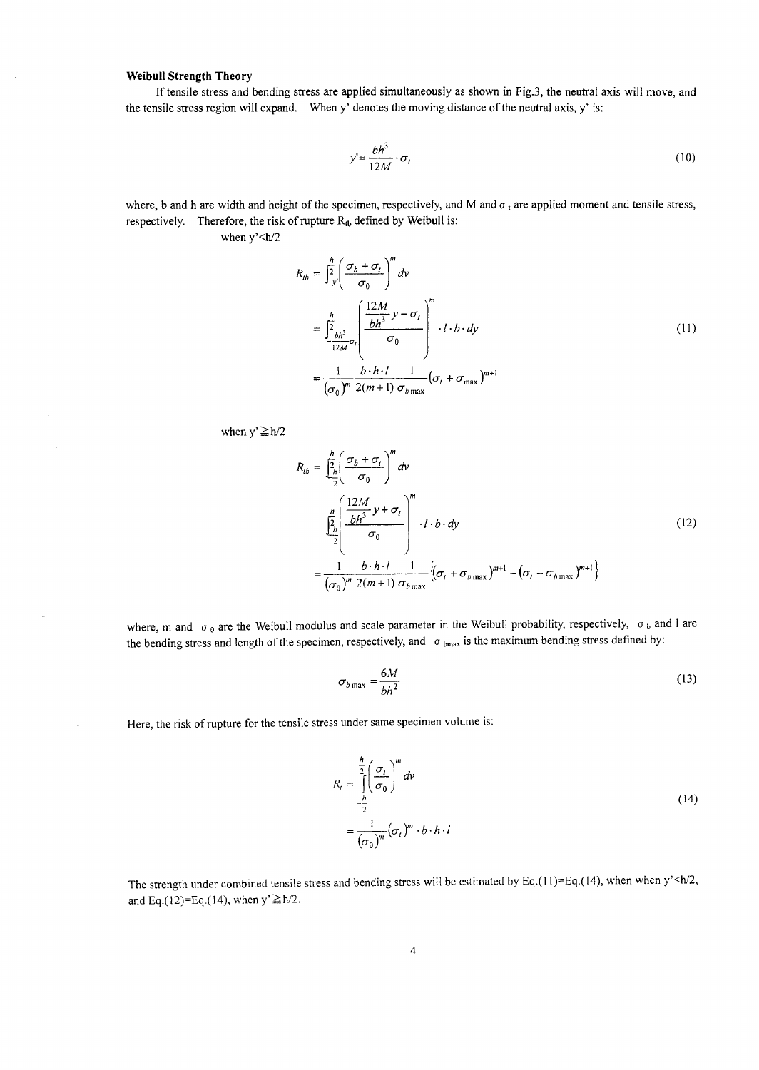**Weibull Strength Theory**

If tensile stress and bending stress are applied simultaneously as shown in Fig.3, the neutral axis will move, and the tensile stress region will expand. When y' denotes the moving distance of the neutral axis, y' is:

$$y' = \frac{bh^3}{12M} \cdot \sigma_t \tag{10}$$

where, b and h are width and height of the specimen, respectively, and M and $\sigma_t$ are applied moment and tensile stress, respectively. Therefore, the risk of rupture $R_{tb}$ defined by Weibull is:

when y'<h/2

$$\begin{aligned} R_{tb} &= \int_{-y'}^{\frac{h}{2}} \left( \frac{\sigma_b + \sigma_t}{\sigma_0} \right)^m dv \\ &= \int_{-\frac{bh^3}{12M}\sigma_t}^{\frac{h}{2}} \left( \frac{\frac{12M}{bh^3} y + \sigma_t}{\sigma_0} \right)^m \cdot l \cdot b \cdot dy \\ &= \frac{1}{(\sigma_0)^m} \frac{b \cdot h \cdot l}{2(m+1)} \frac{1}{\sigma_{b\max}} (\sigma_t + \sigma_{\max})^{m+1} \end{aligned} \tag{11}$$

when y'≧h/2

$$\begin{aligned} R_{tb} &= \int_{-\frac{h}{2}}^{\frac{h}{2}} \left( \frac{\sigma_b + \sigma_t}{\sigma_0} \right)^m dv \\ &= \int_{-\frac{h}{2}}^{\frac{h}{2}} \left( \frac{\frac{12M}{bh^3} y + \sigma_t}{\sigma_0} \right)^m \cdot l \cdot b \cdot dy \\ &= \frac{1}{(\sigma_0)^m} \frac{b \cdot h \cdot l}{2(m+1)} \frac{1}{\sigma_{b\max}} \left\{ (\sigma_t + \sigma_{b\max})^{m+1} - (\sigma_t - \sigma_{b\max})^{m+1} \right\} \end{aligned} \tag{12}$$

where, m and $\sigma_0$ are the Weibull modulus and scale parameter in the Weibull probability, respectively, $\sigma_b$ and l are the bending stress and length of the specimen, respectively, and $\sigma_{b\max}$ is the maximum bending stress defined by:

$$\sigma_{b\max} = \frac{6M}{bh^2} \tag{13}$$

Here, the risk of rupture for the tensile stress under same specimen volume is:

$$\begin{aligned} R_t &= \int_{-\frac{h}{2}}^{\frac{h}{2}} \left( \frac{\sigma_t}{\sigma_0} \right)^m dv \\ &= \frac{1}{(\sigma_0)^m} (\sigma_t)^m \cdot b \cdot h \cdot l \end{aligned} \tag{14}$$

The strength under combined tensile stress and bending stress will be estimated by Eq.(11)=Eq.(14), when when y'<h/2, and Eq.(12)=Eq.(14), when y'≧h/2.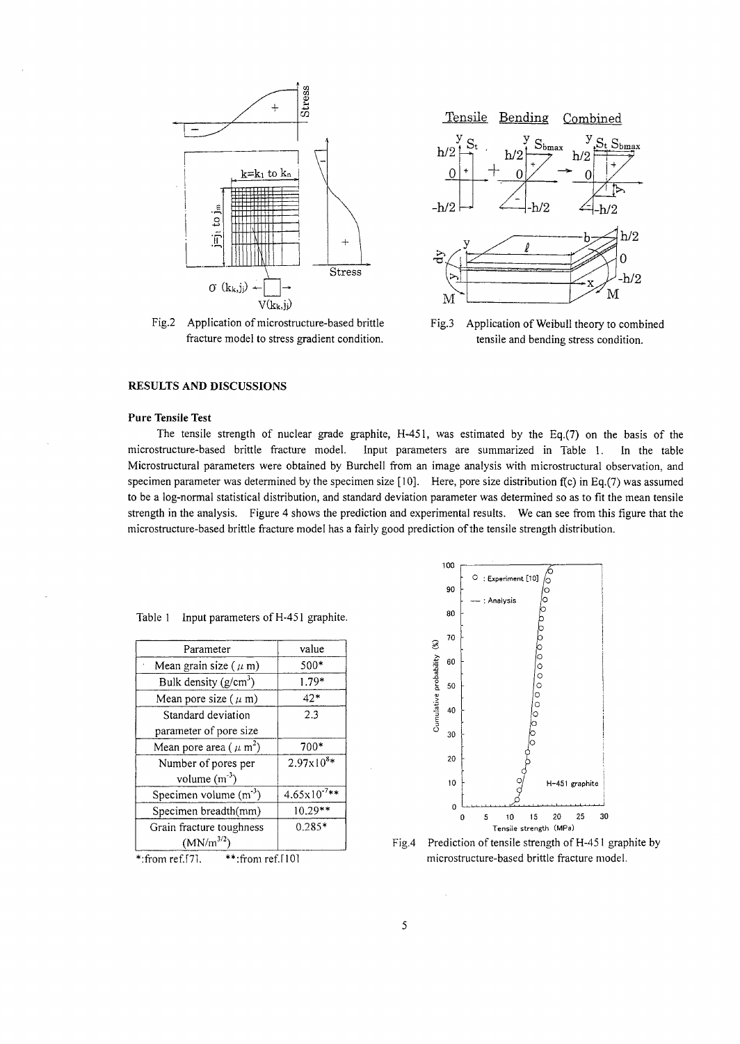Fig.2 Application of microstructure-based brittle fracture model to stress gradient condition.

Fig.3 Application of Weibull theory to combined tensile and bending stress condition.

## RESULTS AND DISCUSSIONS

### Pure Tensile Test

The tensile strength of nuclear grade graphite, H-451, was estimated by the Eq.(7) on the basis of the microstructure-based brittle fracture model. Input parameters are summarized in Table 1. In the table Microstructural parameters were obtained by Burchell from an image analysis with microstructural observation, and specimen parameter was determined by the specimen size [10]. Here, pore size distribution f(c) in Eq.(7) was assumed to be a log-normal statistical distribution, and standard deviation parameter was determined so as to fit the mean tensile strength in the analysis. Figure 4 shows the prediction and experimental results. We can see from this figure that the microstructure-based brittle fracture model has a fairly good prediction of the tensile strength distribution.

Table 1 Input parameters of H-451 graphite.

| Parameter | value |
|---|---|
| Mean grain size ($\mu$ m) | 500* |
| Bulk density (g/cm$^3$) | 1.79* |
| Mean pore size ($\mu$ m) | 42* |
| Standard deviation parameter of pore size | 2.3 |
| Mean pore area ($\mu$ m$^2$) | 700* |
| Number of pores per volume (m$^{-3}$) | 2.97x10$^8$* |
| Specimen volume (m$^{-3}$) | 4.65x10$^{-7}$** |
| Specimen breadth(mm) | 10.29** |
| Grain fracture toughness (MN/m$^{3/2}$) | 0.285* |

*:from ref.[7]. **:from ref.[10]

Fig.4 Prediction of tensile strength of H-451 graphite by microstructure-based brittle fracture model.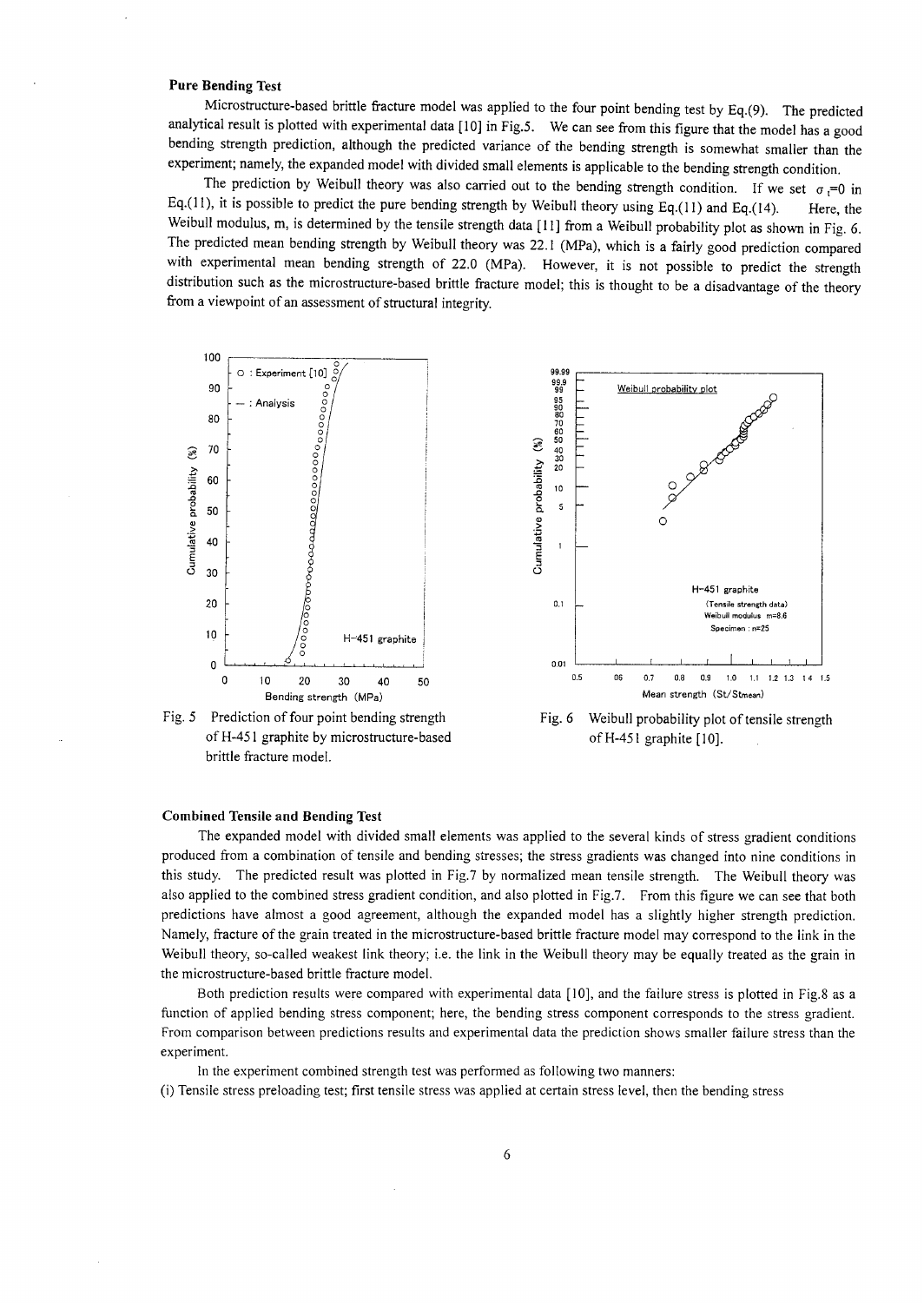**Pure Bending Test**

Microstructure-based brittle fracture model was applied to the four point bending test by Eq.(9). The predicted analytical result is plotted with experimental data [10] in Fig.5. We can see from this figure that the model has a good bending strength prediction, although the predicted variance of the bending strength is somewhat smaller than the experiment; namely, the expanded model with divided small elements is applicable to the bending strength condition.

The prediction by Weibull theory was also carried out to the bending strength condition. If we set $\sigma_t$=0 in Eq.(11), it is possible to predict the pure bending strength by Weibull theory using Eq.(11) and Eq.(14). Here, the Weibull modulus, m, is determined by the tensile strength data [11] from a Weibull probability plot as shown in Fig. 6. The predicted mean bending strength by Weibull theory was 22.1 (MPa), which is a fairly good prediction compared with experimental mean bending strength of 22.0 (MPa). However, it is not possible to predict the strength distribution such as the microstructure-based brittle fracture model; this is thought to be a disadvantage of the theory from a viewpoint of an assessment of structural integrity.

Fig. 5 Prediction of four point bending strength of H-451 graphite by microstructure-based brittle fracture model.

Fig. 6 Weibull probability plot of tensile strength of H-451 graphite [10].

**Combined Tensile and Bending Test**

The expanded model with divided small elements was applied to the several kinds of stress gradient conditions produced from a combination of tensile and bending stresses; the stress gradients was changed into nine conditions in this study. The predicted result was plotted in Fig.7 by normalized mean tensile strength. The Weibull theory was also applied to the combined stress gradient condition, and also plotted in Fig.7. From this figure we can see that both predictions have almost a good agreement, although the expanded model has a slightly higher strength prediction. Namely, fracture of the grain treated in the microstructure-based brittle fracture model may correspond to the link in the Weibull theory, so-called weakest link theory; i.e. the link in the Weibull theory may be equally treated as the grain in the microstructure-based brittle fracture model.

Both prediction results were compared with experimental data [10], and the failure stress is plotted in Fig.8 as a function of applied bending stress component; here, the bending stress component corresponds to the stress gradient. From comparison between predictions results and experimental data the prediction shows smaller failure stress than the experiment.

In the experiment combined strength test was performed as following two manners:

(i) Tensile stress preloading test; first tensile stress was applied at certain stress level, then the bending stress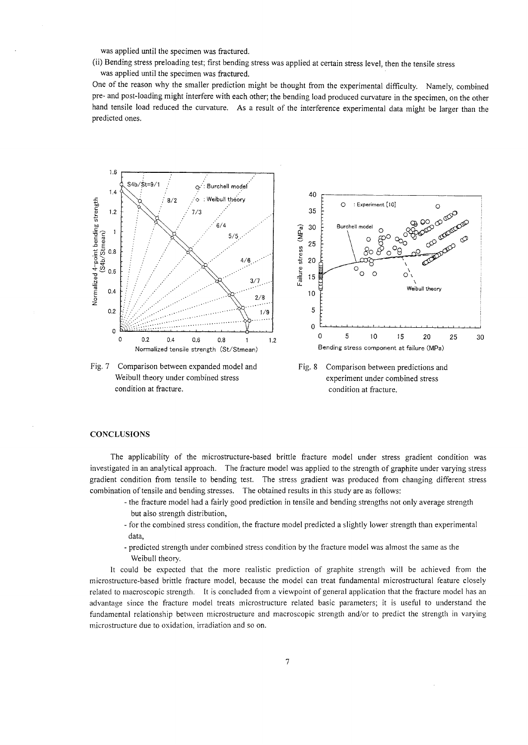was applied until the specimen was fractured.

(ii) Bending stress preloading test; first bending stress was applied at certain stress level, then the tensile stress was applied until the specimen was fractured.

One of the reason why the smaller prediction might be thought from the experimental difficulty. Namely, combined pre- and post-loading might interfere with each other; the bending load produced curvature in the specimen, on the other hand tensile load reduced the curvature. As a result of the interference experimental data might be larger than the predicted ones.

Fig. 7 Comparison between expanded model and Weibull theory under combined stress condition at fracture.

Fig. 8 Comparison between predictions and experiment under combined stress condition at fracture.

## CONCLUSIONS

The applicability of the microstructure-based brittle fracture model under stress gradient condition was investigated in an analytical approach. The fracture model was applied to the strength of graphite under varying stress gradient condition from tensile to bending test. The stress gradient was produced from changing different stress combination of tensile and bending stresses. The obtained results in this study are as follows:

- the fracture model had a fairly good prediction in tensile and bending strengths not only average strength but also strength distribution,
- for the combined stress condition, the fracture model predicted a slightly lower strength than experimental data,
- predicted strength under combined stress condition by the fracture model was almost the same as the Weibull theory.

It could be expected that the more realistic prediction of graphite strength will be achieved from the microstructure-based brittle fracture model, because the model can treat fundamental microstructural feature closely related to macroscopic strength. It is concluded from a viewpoint of general application that the fracture model has an advantage since the fracture model treats microstructure related basic parameters; it is useful to understand the fundamental relationship between microstructure and macroscopic strength and/or to predict the strength in varying microstructure due to oxidation, irradiation and so on.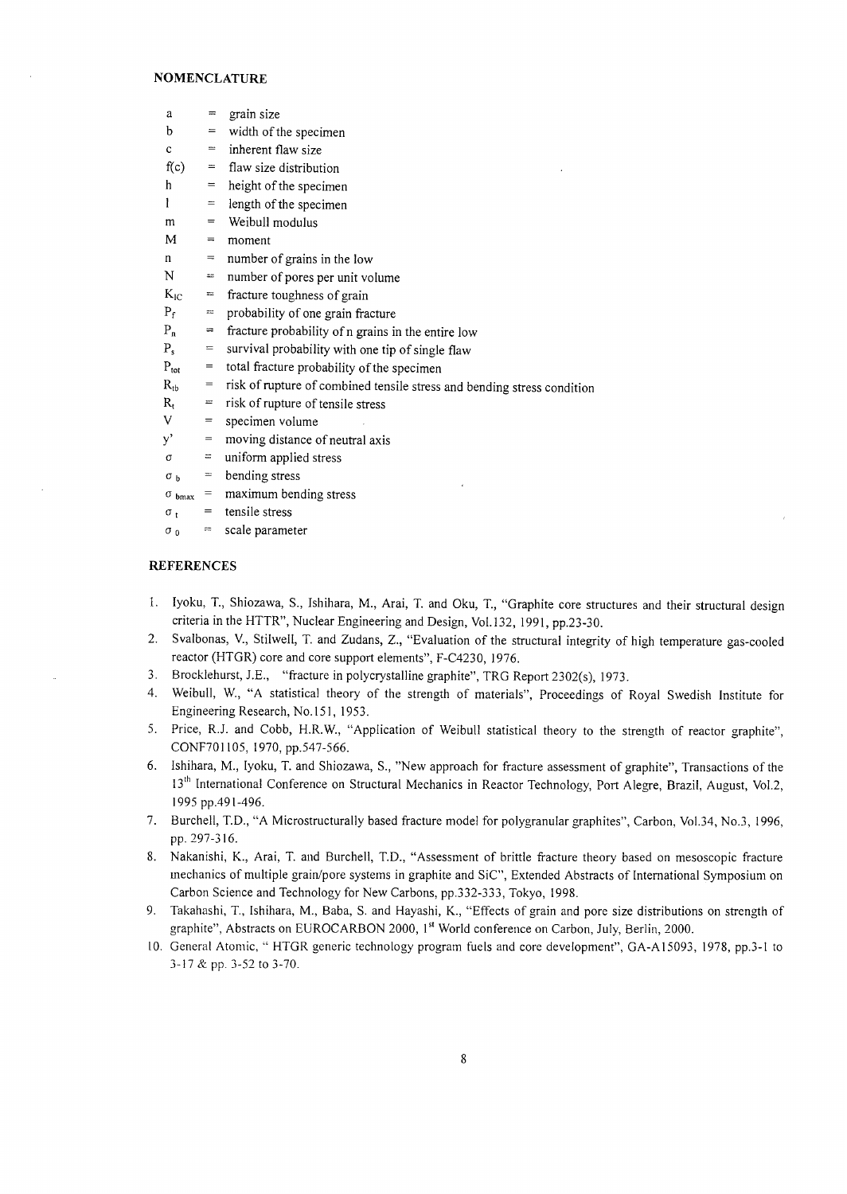## NOMENCLATURE

| | | |
|---|---|---|
| $a$ | = | grain size |
| $b$ | = | width of the specimen |
| $c$ | = | inherent flaw size |
| $f(c)$ | = | flaw size distribution |
| $h$ | = | height of the specimen |
| $l$ | = | length of the specimen |
| $m$ | = | Weibull modulus |
| $M$ | = | moment |
| $n$ | = | number of grains in the low |
| $N$ | = | number of pores per unit volume |
| $K_{IC}$ | = | fracture toughness of grain |
| $P_f$ | = | probability of one grain fracture |
| $P_n$ | = | fracture probability of n grains in the entire low |
| $P_s$ | = | survival probability with one tip of single flaw |
| $P_{tot}$ | = | total fracture probability of the specimen |
| $R_{tb}$ | = | risk of rupture of combined tensile stress and bending stress condition |
| $R_t$ | = | risk of rupture of tensile stress |
| $V$ | = | specimen volume |
| $y'$ | = | moving distance of neutral axis |
| $\sigma$ | = | uniform applied stress |
| $\sigma_b$ | = | bending stress |
| $\sigma_{bmax}$ | = | maximum bending stress |
| $\sigma_t$ | = | tensile stress |
| $\sigma_0$ | = | scale parameter |

## REFERENCES

1. Iyoku, T., Shiozawa, S., Ishihara, M., Arai, T. and Oku, T., "Graphite core structures and their structural design criteria in the HTTR", Nuclear Engineering and Design, Vol.132, 1991, pp.23-30.
2. Svalbonas, V., Stilwell, T. and Zudans, Z., "Evaluation of the structural integrity of high temperature gas-cooled reactor (HTGR) core and core support elements", F-C4230, 1976.
3. Brocklehurst, J.E., "fracture in polycrystalline graphite", TRG Report 2302(s), 1973.
4. Weibull, W., "A statistical theory of the strength of materials", Proceedings of Royal Swedish Institute for Engineering Research, No.151, 1953.
5. Price, R.J. and Cobb, H.R.W., "Application of Weibull statistical theory to the strength of reactor graphite", CONF701105, 1970, pp.547-566.
6. Ishihara, M., Iyoku, T. and Shiozawa, S., "New approach for fracture assessment of graphite", Transactions of the 13th International Conference on Structural Mechanics in Reactor Technology, Port Alegre, Brazil, August, Vol.2, 1995 pp.491-496.
7. Burchell, T.D., "A Microstructurally based fracture model for polygranular graphites", Carbon, Vol.34, No.3, 1996, pp. 297-316.
8. Nakanishi, K., Arai, T. and Burchell, T.D., "Assessment of brittle fracture theory based on mesoscopic fracture mechanics of multiple grain/pore systems in graphite and SiC", Extended Abstracts of International Symposium on Carbon Science and Technology for New Carbons, pp.332-333, Tokyo, 1998.
9. Takahashi, T., Ishihara, M., Baba, S. and Hayashi, K., "Effects of grain and pore size distributions on strength of graphite", Abstracts on EUROCARBON 2000, 1st World conference on Carbon, July, Berlin, 2000.
10. General Atomic, " HTGR generic technology program fuels and core development", GA-A15093, 1978, pp.3-1 to 3-17 & pp. 3-52 to 3-70.